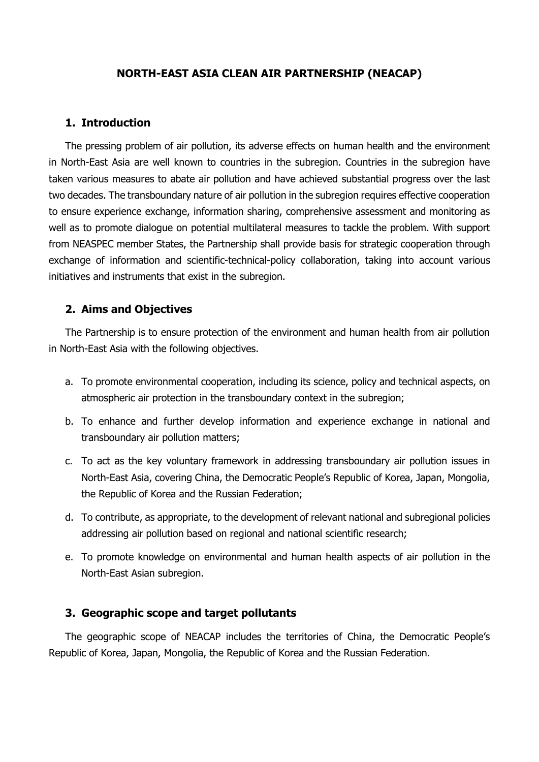# NORTH-EAST ASIA CLEAN AIR PARTNERSHIP (NEACAP)

## 1. Introduction

The pressing problem of air pollution, its adverse effects on human health and the environment in North-East Asia are well known to countries in the subregion. Countries in the subregion have taken various measures to abate air pollution and have achieved substantial progress over the last two decades. The transboundary nature of air pollution in the subregion requires effective cooperation to ensure experience exchange, information sharing, comprehensive assessment and monitoring as well as to promote dialogue on potential multilateral measures to tackle the problem. With support from NEASPEC member States, the Partnership shall provide basis for strategic cooperation through exchange of information and scientific-technical-policy collaboration, taking into account various initiatives and instruments that exist in the subregion.

## 2. Aims and Objectives

The Partnership is to ensure protection of the environment and human health from air pollution in North-East Asia with the following objectives.

a. To promote environmental cooperation, including its science, policy and technical aspects, on atmospheric air protection in the transboundary context in the subregion;

b. To enhance and further develop information and experience exchange in national and transboundary air pollution matters;

c. To act as the key voluntary framework in addressing transboundary air pollution issues in North-East Asia, covering China, the Democratic People's Republic of Korea, Japan, Mongolia, the Republic of Korea and the Russian Federation;

d. To contribute, as appropriate, to the development of relevant national and subregional policies addressing air pollution based on regional and national scientific research;

e. To promote knowledge on environmental and human health aspects of air pollution in the North-East Asian subregion.

## 3. Geographic scope and target pollutants

The geographic scope of NEACAP includes the territories of China, the Democratic People's Republic of Korea, Japan, Mongolia, the Republic of Korea and the Russian Federation.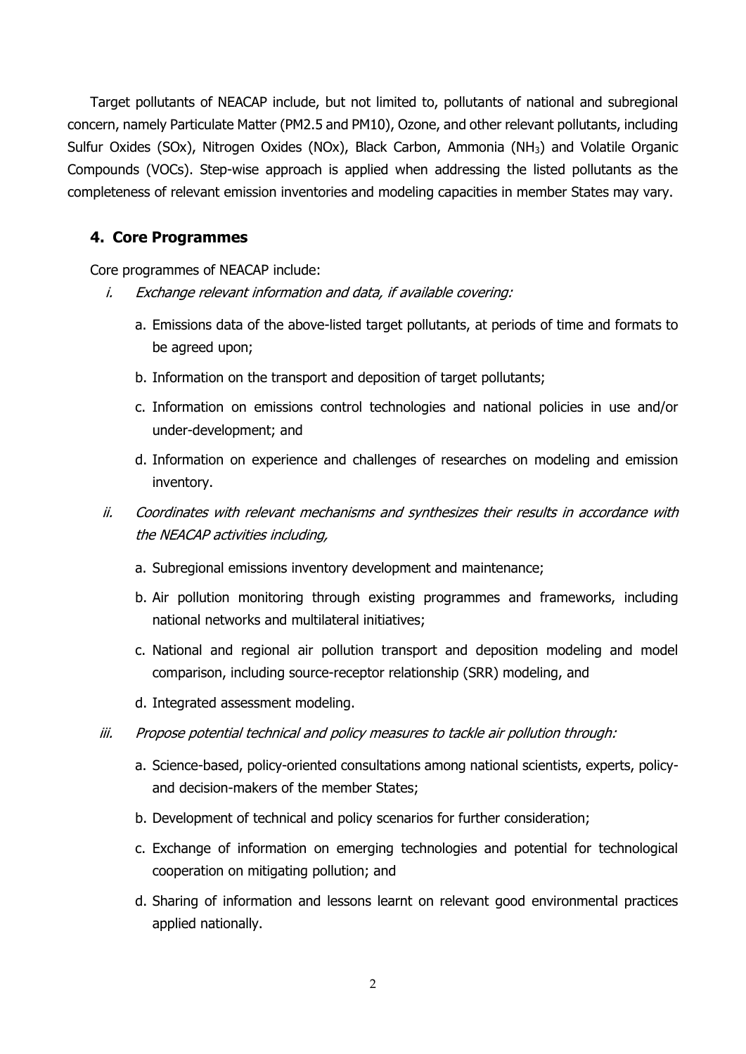Target pollutants of NEACAP include, but not limited to, pollutants of national and subregional concern, namely Particulate Matter (PM2.5 and PM10), Ozone, and other relevant pollutants, including Sulfur Oxides (SOx), Nitrogen Oxides (NOx), Black Carbon, Ammonia ($NH_3$) and Volatile Organic Compounds (VOCs). Step-wise approach is applied when addressing the listed pollutants as the completeness of relevant emission inventories and modeling capacities in member States may vary.

## 4. Core Programmes

Core programmes of NEACAP include:

i. *Exchange relevant information and data, if available covering:*

   a. Emissions data of the above-listed target pollutants, at periods of time and formats to be agreed upon;

   b. Information on the transport and deposition of target pollutants;

   c. Information on emissions control technologies and national policies in use and/or under-development; and

   d. Information on experience and challenges of researches on modeling and emission inventory.

ii. *Coordinates with relevant mechanisms and synthesizes their results in accordance with the NEACAP activities including,*

   a. Subregional emissions inventory development and maintenance;

   b. Air pollution monitoring through existing programmes and frameworks, including national networks and multilateral initiatives;

   c. National and regional air pollution transport and deposition modeling and model comparison, including source-receptor relationship (SRR) modeling, and

   d. Integrated assessment modeling.

iii. *Propose potential technical and policy measures to tackle air pollution through:*

   a. Science-based, policy-oriented consultations among national scientists, experts, policy- and decision-makers of the member States;

   b. Development of technical and policy scenarios for further consideration;

   c. Exchange of information on emerging technologies and potential for technological cooperation on mitigating pollution; and

   d. Sharing of information and lessons learnt on relevant good environmental practices applied nationally.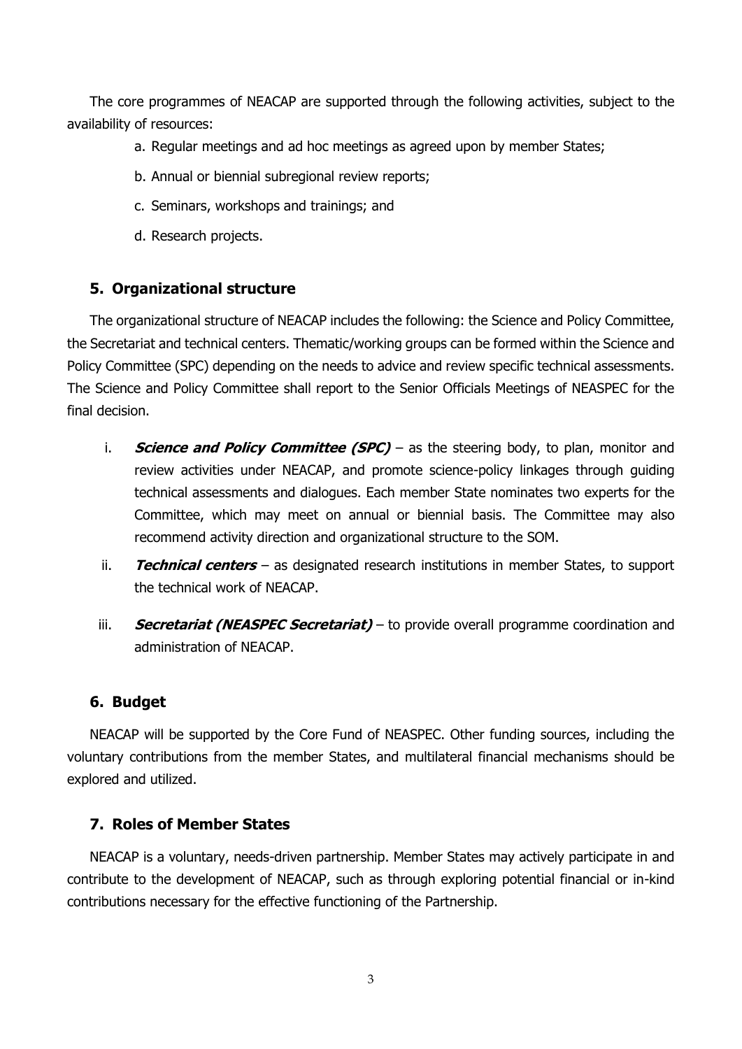The core programmes of NEACAP are supported through the following activities, subject to the availability of resources:

a. Regular meetings and ad hoc meetings as agreed upon by member States;

b. Annual or biennial subregional review reports;

c. Seminars, workshops and trainings; and

d. Research projects.

## 5. Organizational structure

The organizational structure of NEACAP includes the following: the Science and Policy Committee, the Secretariat and technical centers. Thematic/working groups can be formed within the Science and Policy Committee (SPC) depending on the needs to advice and review specific technical assessments. The Science and Policy Committee shall report to the Senior Officials Meetings of NEASPEC for the final decision.

i. ***Science and Policy Committee (SPC)*** – as the steering body, to plan, monitor and review activities under NEACAP, and promote science-policy linkages through guiding technical assessments and dialogues. Each member State nominates two experts for the Committee, which may meet on annual or biennial basis. The Committee may also recommend activity direction and organizational structure to the SOM.

ii. ***Technical centers*** – as designated research institutions in member States, to support the technical work of NEACAP.

iii. ***Secretariat (NEASPEC Secretariat)*** – to provide overall programme coordination and administration of NEACAP.

## 6. Budget

NEACAP will be supported by the Core Fund of NEASPEC. Other funding sources, including the voluntary contributions from the member States, and multilateral financial mechanisms should be explored and utilized.

## 7. Roles of Member States

NEACAP is a voluntary, needs-driven partnership. Member States may actively participate in and contribute to the development of NEACAP, such as through exploring potential financial or in-kind contributions necessary for the effective functioning of the Partnership.